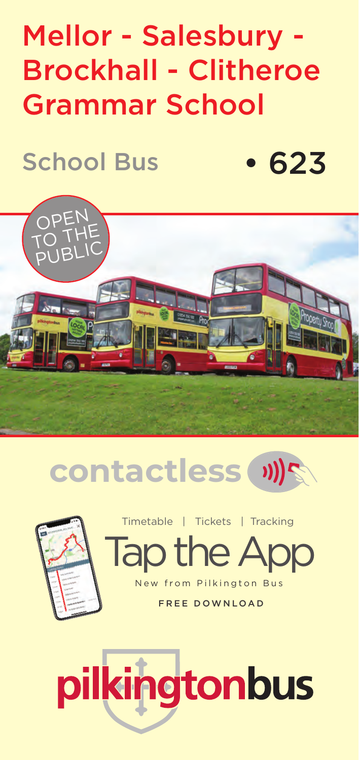# Mellor - Salesbury - Brockhall - Clitheroe Grammar School

## School Bus • 623

OPEN TO THE PUBLIC

contactless

Timetable | Tickets | Tracking

Tap the App

New from Pilkington Bus

FREE DOWNLOAD

pilkingtonbus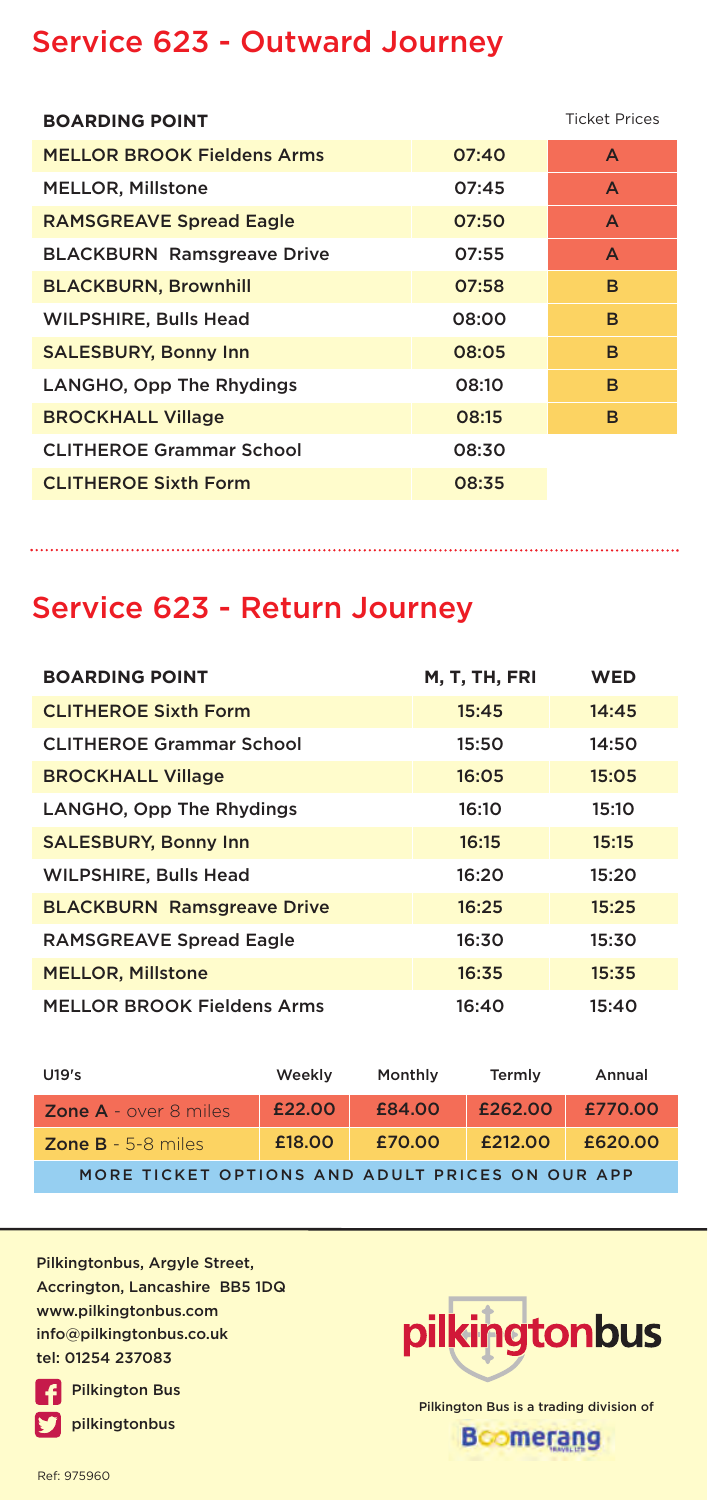## Service 623 - Outward Journey

| BOARDING POINT | | Ticket Prices |
|---|---|---|
| MELLOR BROOK Fieldens Arms | 07:40 | A |
| MELLOR, Millstone | 07:45 | A |
| RAMSGREAVE Spread Eagle | 07:50 | A |
| BLACKBURN Ramsgreave Drive | 07:55 | A |
| BLACKBURN, Brownhill | 07:58 | B |
| WILPSHIRE, Bulls Head | 08:00 | B |
| SALESBURY, Bonny Inn | 08:05 | B |
| LANGHO, Opp The Rhydings | 08:10 | B |
| BROCKHALL Village | 08:15 | B |
| CLITHEROE Grammar School | 08:30 | |
| CLITHEROE Sixth Form | 08:35 | |

## Service 623 - Return Journey

| BOARDING POINT | M, T, TH, FRI | WED |
|---|---|---|
| CLITHEROE Sixth Form | 15:45 | 14:45 |
| CLITHEROE Grammar School | 15:50 | 14:50 |
| BROCKHALL Village | 16:05 | 15:05 |
| LANGHO, Opp The Rhydings | 16:10 | 15:10 |
| SALESBURY, Bonny Inn | 16:15 | 15:15 |
| WILPSHIRE, Bulls Head | 16:20 | 15:20 |
| BLACKBURN Ramsgreave Drive | 16:25 | 15:25 |
| RAMSGREAVE Spread Eagle | 16:30 | 15:30 |
| MELLOR, Millstone | 16:35 | 15:35 |
| MELLOR BROOK Fieldens Arms | 16:40 | 15:40 |

| U19's | Weekly | Monthly | Termly | Annual |
|---|---|---|---|---|
| **Zone A** - over 8 miles | £22.00 | £84.00 | £262.00 | £770.00 |
| **Zone B** - 5-8 miles | £18.00 | £70.00 | £212.00 | £620.00 |

MORE TICKET OPTIONS AND ADULT PRICES ON OUR APP

Pilkingtonbus, Argyle Street,
Accrington, Lancashire BB5 1DQ
www.pilkingtonbus.com
info@pilkingtonbus.co.uk
tel: 01254 237083

Pilkington Bus

pilkingtonbus

pilkingtonbus

Pilkington Bus is a trading division of Boomerang

Ref: 975960